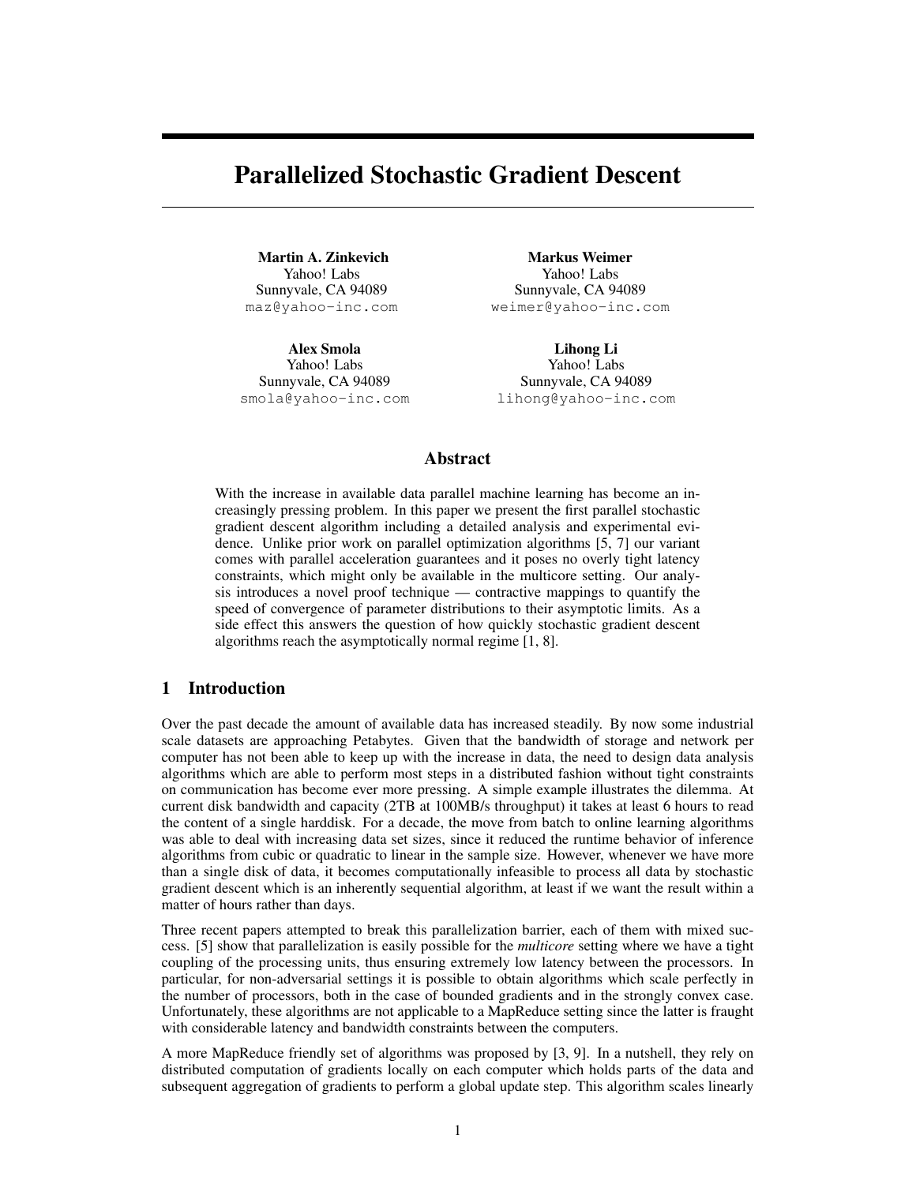# Parallelized Stochastic Gradient Descent

**Martin A. Zinkevich**
Yahoo! Labs
Sunnyvale, CA 94089
maz@yahoo-inc.com

**Markus Weimer**
Yahoo! Labs
Sunnyvale, CA 94089
weimer@yahoo-inc.com

**Alex Smola**
Yahoo! Labs
Sunnyvale, CA 94089
smola@yahoo-inc.com

**Lihong Li**
Yahoo! Labs
Sunnyvale, CA 94089
lihong@yahoo-inc.com

## Abstract

With the increase in available data parallel machine learning has become an increasingly pressing problem. In this paper we present the first parallel stochastic gradient descent algorithm including a detailed analysis and experimental evidence. Unlike prior work on parallel optimization algorithms [5, 7] our variant comes with parallel acceleration guarantees and it poses no overly tight latency constraints, which might only be available in the multicore setting. Our analysis introduces a novel proof technique — contractive mappings to quantify the speed of convergence of parameter distributions to their asymptotic limits. As a side effect this answers the question of how quickly stochastic gradient descent algorithms reach the asymptotically normal regime [1, 8].

## 1 Introduction

Over the past decade the amount of available data has increased steadily. By now some industrial scale datasets are approaching Petabytes. Given that the bandwidth of storage and network per computer has not been able to keep up with the increase in data, the need to design data analysis algorithms which are able to perform most steps in a distributed fashion without tight constraints on communication has become ever more pressing. A simple example illustrates the dilemma. At current disk bandwidth and capacity (2TB at 100MB/s throughput) it takes at least 6 hours to read the content of a single harddisk. For a decade, the move from batch to online learning algorithms was able to deal with increasing data set sizes, since it reduced the runtime behavior of inference algorithms from cubic or quadratic to linear in the sample size. However, whenever we have more than a single disk of data, it becomes computationally infeasible to process all data by stochastic gradient descent which is an inherently sequential algorithm, at least if we want the result within a matter of hours rather than days.

Three recent papers attempted to break this parallelization barrier, each of them with mixed success. [5] show that parallelization is easily possible for the *multicore* setting where we have a tight coupling of the processing units, thus ensuring extremely low latency between the processors. In particular, for non-adversarial settings it is possible to obtain algorithms which scale perfectly in the number of processors, both in the case of bounded gradients and in the strongly convex case. Unfortunately, these algorithms are not applicable to a MapReduce setting since the latter is fraught with considerable latency and bandwidth constraints between the computers.

A more MapReduce friendly set of algorithms was proposed by [3, 9]. In a nutshell, they rely on distributed computation of gradients locally on each computer which holds parts of the data and subsequent aggregation of gradients to perform a global update step. This algorithm scales linearly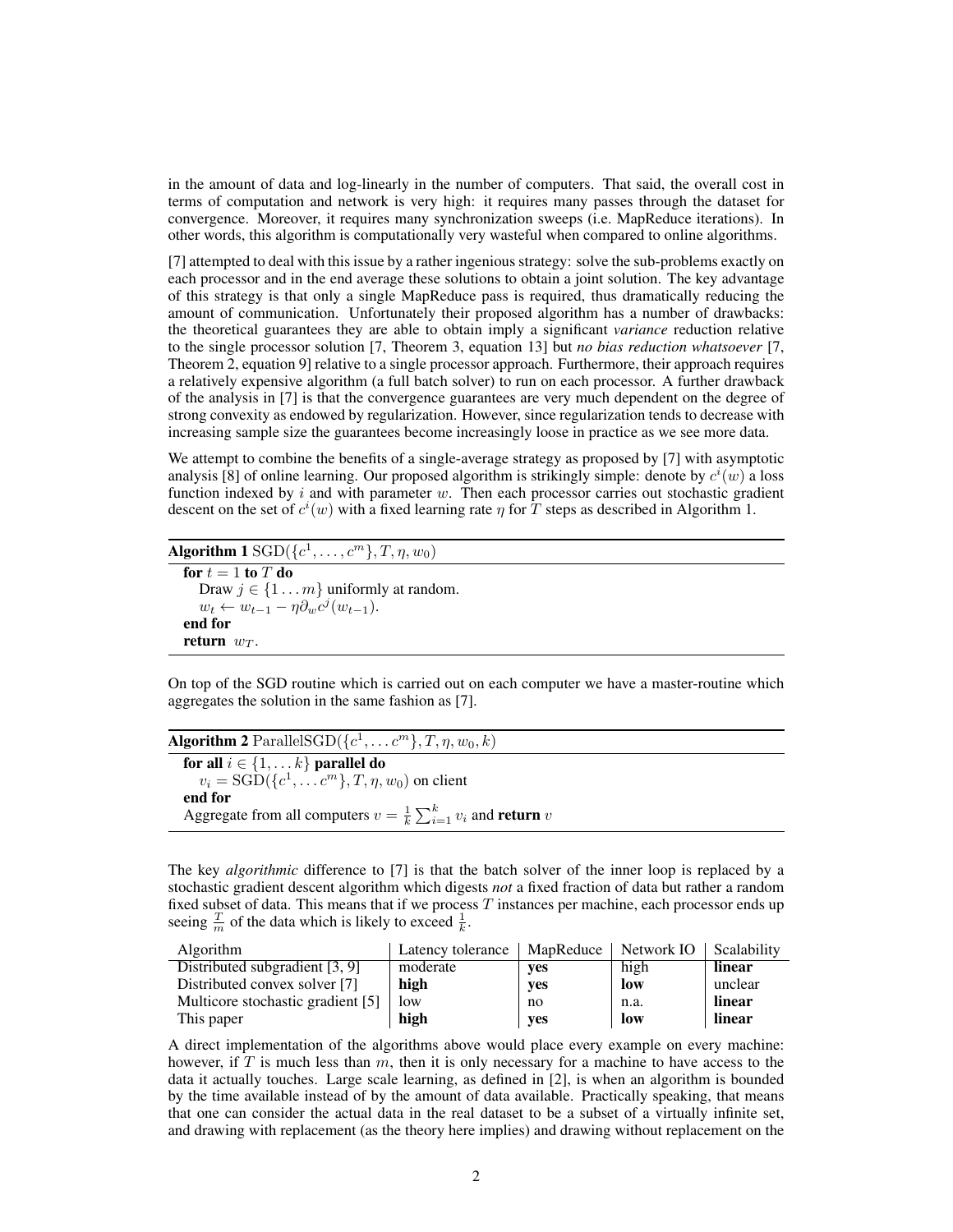in the amount of data and log-linearly in the number of computers. That said, the overall cost in terms of computation and network is very high: it requires many passes through the dataset for convergence. Moreover, it requires many synchronization sweeps (i.e. MapReduce iterations). In other words, this algorithm is computationally very wasteful when compared to online algorithms.

[7] attempted to deal with this issue by a rather ingenious strategy: solve the sub-problems exactly on each processor and in the end average these solutions to obtain a joint solution. The key advantage of this strategy is that only a single MapReduce pass is required, thus dramatically reducing the amount of communication. Unfortunately their proposed algorithm has a number of drawbacks: the theoretical guarantees they are able to obtain imply a significant *variance* reduction relative to the single processor solution [7, Theorem 3, equation 13] but *no bias reduction whatsoever* [7, Theorem 2, equation 9] relative to a single processor approach. Furthermore, their approach requires a relatively expensive algorithm (a full batch solver) to run on each processor. A further drawback of the analysis in [7] is that the convergence guarantees are very much dependent on the degree of strong convexity as endowed by regularization. However, since regularization tends to decrease with increasing sample size the guarantees become increasingly loose in practice as we see more data.

We attempt to combine the benefits of a single-average strategy as proposed by [7] with asymptotic analysis [8] of online learning. Our proposed algorithm is strikingly simple: denote by $c^i(w)$ a loss function indexed by $i$ and with parameter $w$. Then each processor carries out stochastic gradient descent on the set of $c^i(w)$ with a fixed learning rate $\eta$ for $T$ steps as described in Algorithm 1.

**Algorithm 1** $\mathrm{SGD}(\{c^1, \ldots, c^m\}, T, \eta, w_0)$

```
for t = 1 to T do
    Draw j ∈ {1 ... m} uniformly at random.
    w_t ← w_{t-1} − η ∂_w c^j(w_{t-1}).
end for
return w_T.
```

On top of the SGD routine which is carried out on each computer we have a master-routine which aggregates the solution in the same fashion as [7].

**Algorithm 2** $\mathrm{ParallelSGD}(\{c^1, \ldots c^m\}, T, \eta, w_0, k)$

```
for all i ∈ {1, ... k} parallel do
    v_i = SGD({c^1, ... c^m}, T, η, w_0) on client
end for
Aggregate from all computers v = (1/k) Σ_{i=1}^{k} v_i and return v
```

The key *algorithmic* difference to [7] is that the batch solver of the inner loop is replaced by a stochastic gradient descent algorithm which digests *not* a fixed fraction of data but rather a random fixed subset of data. This means that if we process $T$ instances per machine, each processor ends up seeing $\frac{T}{m}$ of the data which is likely to exceed $\frac{1}{k}$.

| Algorithm | Latency tolerance | MapReduce | Network IO | Scalability |
|---|---|---|---|---|
| Distributed subgradient [3, 9] | moderate | **yes** | high | **linear** |
| Distributed convex solver [7] | **high** | **yes** | **low** | unclear |
| Multicore stochastic gradient [5] | low | no | n.a. | **linear** |
| This paper | **high** | **yes** | **low** | **linear** |

A direct implementation of the algorithms above would place every example on every machine: however, if $T$ is much less than $m$, then it is only necessary for a machine to have access to the data it actually touches. Large scale learning, as defined in [2], is when an algorithm is bounded by the time available instead of by the amount of data available. Practically speaking, that means that one can consider the actual data in the real dataset to be a subset of a virtually infinite set, and drawing with replacement (as the theory here implies) and drawing without replacement on the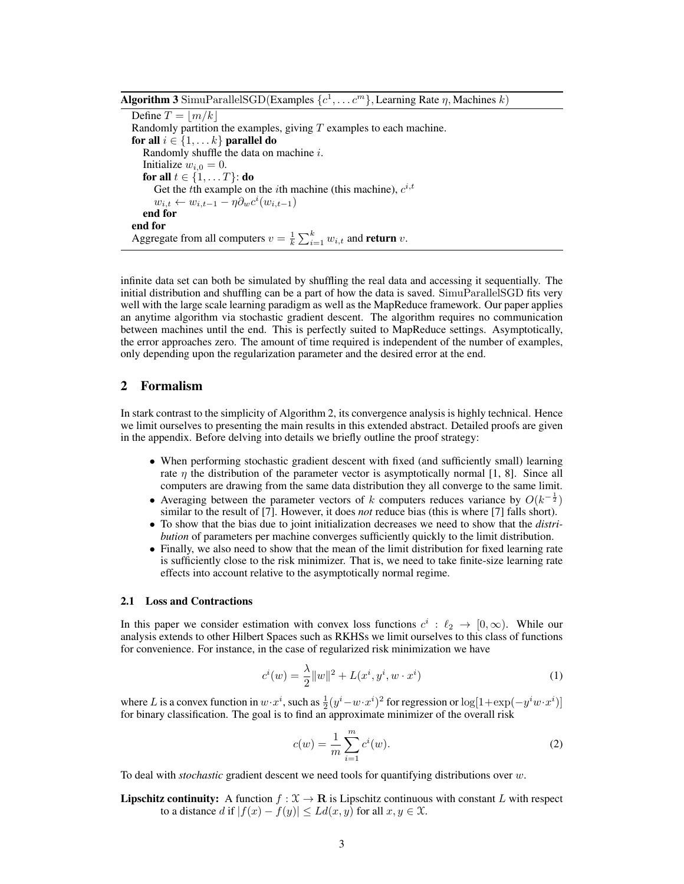**Algorithm 3** SimuParallelSGD(Examples $\{c^1, \ldots c^m\}$, Learning Rate $\eta$, Machines $k$)

```
Define T = ⌊m/k⌋
Randomly partition the examples, giving T examples to each machine.
for all i ∈ {1, ... k} parallel do
    Randomly shuffle the data on machine i.
    Initialize w_{i,0} = 0.
    for all t ∈ {1, ... T}: do
        Get the tth example on the ith machine (this machine), c^{i,t}
        w_{i,t} ← w_{i,t-1} − η ∂_w c^i(w_{i,t-1})
    end for
end for
Aggregate from all computers v = (1/k) Σ_{i=1}^{k} w_{i,t} and return v.
```

infinite data set can both be simulated by shuffling the real data and accessing it sequentially. The initial distribution and shuffling can be a part of how the data is saved. SimuParallelSGD fits very well with the large scale learning paradigm as well as the MapReduce framework. Our paper applies an anytime algorithm via stochastic gradient descent. The algorithm requires no communication between machines until the end. This is perfectly suited to MapReduce settings. Asymptotically, the error approaches zero. The amount of time required is independent of the number of examples, only depending upon the regularization parameter and the desired error at the end.

## 2 Formalism

In stark contrast to the simplicity of Algorithm 2, its convergence analysis is highly technical. Hence we limit ourselves to presenting the main results in this extended abstract. Detailed proofs are given in the appendix. Before delving into details we briefly outline the proof strategy:

- When performing stochastic gradient descent with fixed (and sufficiently small) learning rate $\eta$ the distribution of the parameter vector is asymptotically normal [1, 8]. Since all computers are drawing from the same data distribution they all converge to the same limit.
- Averaging between the parameter vectors of $k$ computers reduces variance by $O(k^{-\frac{1}{2}})$ similar to the result of [7]. However, it does *not* reduce bias (this is where [7] falls short).
- To show that the bias due to joint initialization decreases we need to show that the *distribution* of parameters per machine converges sufficiently quickly to the limit distribution.
- Finally, we also need to show that the mean of the limit distribution for fixed learning rate is sufficiently close to the risk minimizer. That is, we need to take finite-size learning rate effects into account relative to the asymptotically normal regime.

### 2.1 Loss and Contractions

In this paper we consider estimation with convex loss functions $c^i : \ell_2 \to [0, \infty)$. While our analysis extends to other Hilbert Spaces such as RKHSs we limit ourselves to this class of functions for convenience. For instance, in the case of regularized risk minimization we have

$$c^i(w) = \frac{\lambda}{2}\|w\|^2 + L(x^i, y^i, w \cdot x^i) \tag{1}$$

where $L$ is a convex function in $w \cdot x^i$, such as $\frac{1}{2}(y^i - w \cdot x^i)^2$ for regression or $\log[1 + \exp(-y^i w \cdot x^i)]$ for binary classification. The goal is to find an approximate minimizer of the overall risk

$$c(w) = \frac{1}{m}\sum_{i=1}^{m} c^i(w). \tag{2}$$

To deal with *stochastic* gradient descent we need tools for quantifying distributions over $w$.

**Lipschitz continuity:** A function $f : \mathcal{X} \to \mathbf{R}$ is Lipschitz continuous with constant $L$ with respect to a distance $d$ if $|f(x) - f(y)| \leq L d(x, y)$ for all $x, y \in \mathcal{X}$.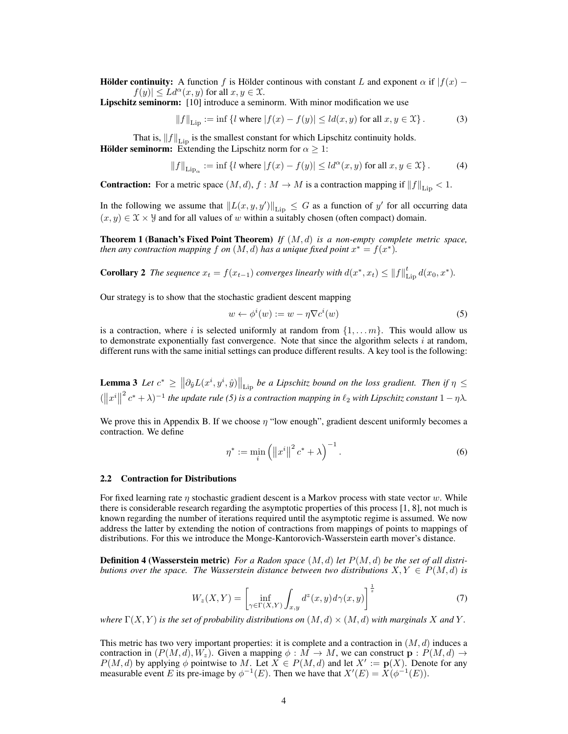**Hölder continuity:** A function $f$ is Hölder continous with constant $L$ and exponent $\alpha$ if $|f(x) - f(y)| \leq L d^{\alpha}(x, y)$ for all $x, y \in \mathcal{X}$.

**Lipschitz seminorm:** [10] introduce a seminorm. With minor modification we use

$$\|f\|_{\mathrm{Lip}} := \inf \{l \text{ where } |f(x) - f(y)| \leq l d(x, y) \text{ for all } x, y \in \mathcal{X}\}. \tag{3}$$

That is, $\|f\|_{\mathrm{Lip}}$ is the smallest constant for which Lipschitz continuity holds.

**Hölder seminorm:** Extending the Lipschitz norm for $\alpha \geq 1$:

$$\|f\|_{\mathrm{Lip}_{\alpha}} := \inf \{l \text{ where } |f(x) - f(y)| \leq l d^{\alpha}(x, y) \text{ for all } x, y \in \mathcal{X}\}. \tag{4}$$

**Contraction:** For a metric space $(M, d)$, $f : M \to M$ is a contraction mapping if $\|f\|_{\mathrm{Lip}} < 1$.

In the following we assume that $\|L(x, y, y')\|_{\mathrm{Lip}} \leq G$ as a function of $y'$ for all occurring data $(x, y) \in \mathcal{X} \times \mathcal{Y}$ and for all values of $w$ within a suitably chosen (often compact) domain.

**Theorem 1 (Banach's Fixed Point Theorem)** *If $(M, d)$ is a non-empty complete metric space, then any contraction mapping $f$ on $(M, d)$ has a unique fixed point $x^* = f(x^*)$.*

**Corollary 2** *The sequence $x_t = f(x_{t-1})$ converges linearly with $d(x^*, x_t) \leq \|f\|_{\mathrm{Lip}}^t d(x_0, x^*)$.*

Our strategy is to show that the stochastic gradient descent mapping

$$w \leftarrow \phi^i(w) := w - \eta \nabla c^i(w) \tag{5}$$

is a contraction, where $i$ is selected uniformly at random from $\{1, \ldots m\}$. This would allow us to demonstrate exponentially fast convergence. Note that since the algorithm selects $i$ at random, different runs with the same initial settings can produce different results. A key tool is the following:

**Lemma 3** *Let $c^* \geq \left\|\partial_{\hat{y}} L(x^i, y^i, \hat{y})\right\|_{\mathrm{Lip}}$ be a Lipschitz bound on the loss gradient. Then if $\eta \leq (\left\|x^i\right\|^2 c^* + \lambda)^{-1}$ the update rule (5) is a contraction mapping in $\ell_2$ with Lipschitz constant $1 - \eta\lambda$.*

We prove this in Appendix B. If we choose $\eta$ "low enough", gradient descent uniformly becomes a contraction. We define

$$\eta^* := \min_i \left(\left\|x^i\right\|^2 c^* + \lambda\right)^{-1}. \tag{6}$$

### 2.2 Contraction for Distributions

For fixed learning rate $\eta$ stochastic gradient descent is a Markov process with state vector $w$. While there is considerable research regarding the asymptotic properties of this process [1, 8], not much is known regarding the number of iterations required until the asymptotic regime is assumed. We now address the latter by extending the notion of contractions from mappings of points to mappings of distributions. For this we introduce the Monge-Kantorovich-Wasserstein earth mover's distance.

**Definition 4 (Wasserstein metric)** *For a Radon space $(M, d)$ let $P(M, d)$ be the set of all distributions over the space. The Wasserstein distance between two distributions $X, Y \in P(M, d)$ is*

$$W_z(X, Y) = \left[\inf_{\gamma \in \Gamma(X,Y)} \int_{x,y} d^z(x, y) d\gamma(x, y)\right]^{\frac{1}{z}} \tag{7}$$

*where $\Gamma(X, Y)$ is the set of probability distributions on $(M, d) \times (M, d)$ with marginals $X$ and $Y$.*

This metric has two very important properties: it is complete and a contraction in $(M, d)$ induces a contraction in $(P(M, d), W_z)$. Given a mapping $\phi : M \to M$, we can construct $\mathbf{p} : P(M, d) \to P(M, d)$ by applying $\phi$ pointwise to $M$. Let $X \in P(M, d)$ and let $X' := \mathbf{p}(X)$. Denote for any measurable event $E$ its pre-image by $\phi^{-1}(E)$. Then we have that $X'(E) = X(\phi^{-1}(E))$.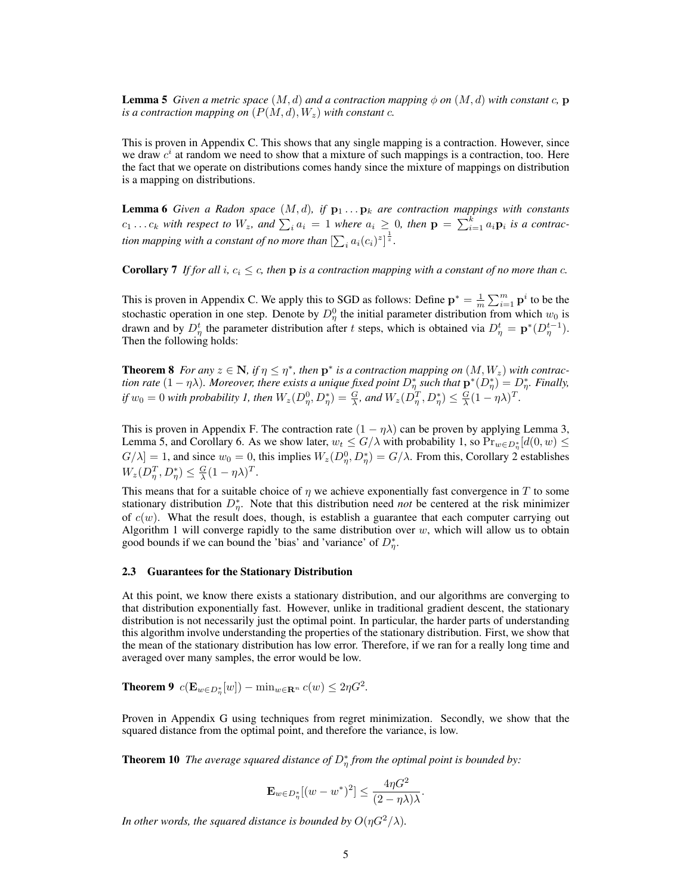**Lemma 5** *Given a metric space $(M, d)$ and a contraction mapping $\phi$ on $(M, d)$ with constant $c$, $\mathbf{p}$ is a contraction mapping on $(P(M, d), W_z)$ with constant $c$.*

This is proven in Appendix C. This shows that any single mapping is a contraction. However, since we draw $c^i$ at random we need to show that a mixture of such mappings is a contraction, too. Here the fact that we operate on distributions comes handy since the mixture of mappings on distribution is a mapping on distributions.

**Lemma 6** *Given a Radon space $(M, d)$, if $\mathbf{p}_1 \ldots \mathbf{p}_k$ are contraction mappings with constants $c_1 \ldots c_k$ with respect to $W_z$, and $\sum_i a_i = 1$ where $a_i \geq 0$, then $\mathbf{p} = \sum_{i=1}^k a_i \mathbf{p}_i$ is a contraction mapping with a constant of no more than $[\sum_i a_i (c_i)^z]^{\frac{1}{z}}$.*

**Corollary 7** *If for all $i$, $c_i \leq c$, then $\mathbf{p}$ is a contraction mapping with a constant of no more than $c$.*

This is proven in Appendix C. We apply this to SGD as follows: Define $\mathbf{p}^* = \frac{1}{m} \sum_{i=1}^m \mathbf{p}^i$ to be the stochastic operation in one step. Denote by $D_\eta^0$ the initial parameter distribution from which $w_0$ is drawn and by $D_\eta^t$ the parameter distribution after $t$ steps, which is obtained via $D_\eta^t = \mathbf{p}^*(D_\eta^{t-1})$. Then the following holds:

**Theorem 8** *For any $z \in \mathbf{N}$, if $\eta \leq \eta^*$, then $\mathbf{p}^*$ is a contraction mapping on $(M, W_z)$ with contraction rate $(1 - \eta\lambda)$. Moreover, there exists a unique fixed point $D_\eta^*$ such that $\mathbf{p}^*(D_\eta^*) = D_\eta^*$. Finally, if $w_0 = 0$ with probability 1, then $W_z(D_\eta^0, D_\eta^*) = \frac{G}{\lambda}$, and $W_z(D_\eta^T, D_\eta^*) \leq \frac{G}{\lambda}(1 - \eta\lambda)^T$.*

This is proven in Appendix F. The contraction rate $(1 - \eta\lambda)$ can be proven by applying Lemma 3, Lemma 5, and Corollary 6. As we show later, $w_t \leq G/\lambda$ with probability 1, so $\Pr_{w \in D_\eta^*}[d(0, w) \leq G/\lambda] = 1$, and since $w_0 = 0$, this implies $W_z(D_\eta^0, D_\eta^*) = G/\lambda$. From this, Corollary 2 establishes $W_z(D_\eta^T, D_\eta^*) \leq \frac{G}{\lambda}(1 - \eta\lambda)^T$.

This means that for a suitable choice of $\eta$ we achieve exponentially fast convergence in $T$ to some stationary distribution $D_\eta^*$. Note that this distribution need *not* be centered at the risk minimizer of $c(w)$. What the result does, though, is establish a guarantee that each computer carrying out Algorithm 1 will converge rapidly to the same distribution over $w$, which will allow us to obtain good bounds if we can bound the 'bias' and 'variance' of $D_\eta^*$.

### 2.3 Guarantees for the Stationary Distribution

At this point, we know there exists a stationary distribution, and our algorithms are converging to that distribution exponentially fast. However, unlike in traditional gradient descent, the stationary distribution is not necessarily just the optimal point. In particular, the harder parts of understanding this algorithm involve understanding the properties of the stationary distribution. First, we show that the mean of the stationary distribution has low error. Therefore, if we ran for a really long time and averaged over many samples, the error would be low.

**Theorem 9** $c(\mathbf{E}_{w \in D_\eta^*}[w]) - \min_{w \in \mathbf{R}^n} c(w) \leq 2\eta G^2$.

Proven in Appendix G using techniques from regret minimization. Secondly, we show that the squared distance from the optimal point, and therefore the variance, is low.

**Theorem 10** *The average squared distance of $D_\eta^*$ from the optimal point is bounded by:*

$$\mathbf{E}_{w \in D_\eta^*}[(w - w^*)^2] \leq \frac{4\eta G^2}{(2 - \eta\lambda)\lambda}.$$

*In other words, the squared distance is bounded by $O(\eta G^2/\lambda)$.*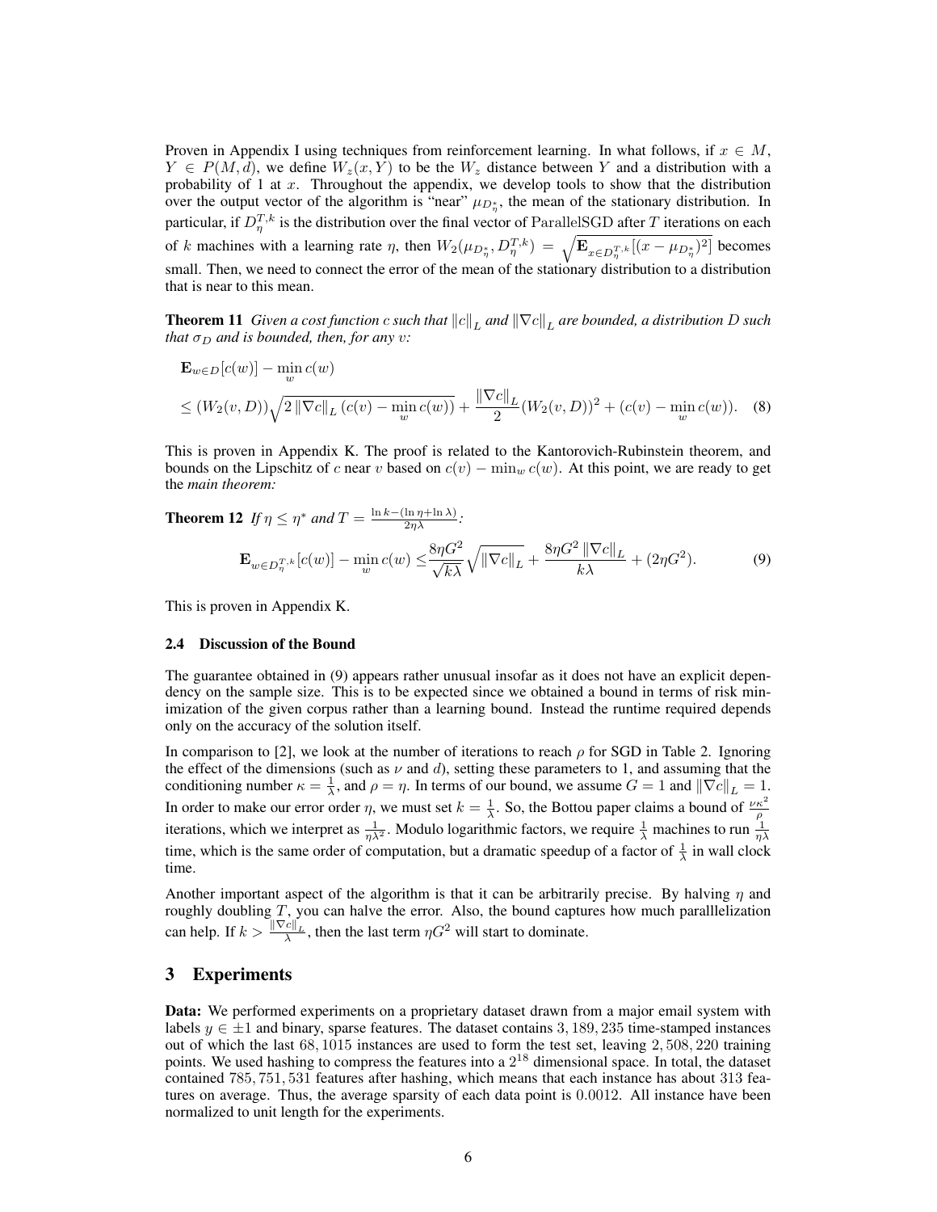Proven in Appendix I using techniques from reinforcement learning. In what follows, if $x \in M$, $Y \in P(M, d)$, we define $W_z(x, Y)$ to be the $W_z$ distance between $Y$ and a distribution with a probability of 1 at $x$. Throughout the appendix, we develop tools to show that the distribution over the output vector of the algorithm is "near" $\mu_{D^*_\eta}$, the mean of the stationary distribution. In particular, if $D^{T,k}_\eta$ is the distribution over the final vector of $\text{ParallelSGD}$ after $T$ iterations on each of $k$ machines with a learning rate $\eta$, then $W_2(\mu_{D^*_\eta}, D^{T,k}_\eta) = \sqrt{\mathbf{E}_{x \in D^{T,k}_\eta}[(x - \mu_{D^*_\eta})^2]}$ becomes small. Then, we need to connect the error of the mean of the stationary distribution to a distribution that is near to this mean.

**Theorem 11** *Given a cost function $c$ such that $\|c\|_L$ and $\|\nabla c\|_L$ are bounded, a distribution $D$ such that $\sigma_D$ and is bounded, then, for any $v$:*

$$
\begin{aligned}
&\mathbf{E}_{w \in D}[c(w)] - \min_w c(w) \\
&\leq (W_2(v, D))\sqrt{2\|\nabla c\|_L (c(v) - \min_w c(w))} + \frac{\|\nabla c\|_L}{2}(W_2(v, D))^2 + (c(v) - \min_w c(w)). \quad (8)
\end{aligned}
$$

This is proven in Appendix K. The proof is related to the Kantorovich-Rubinstein theorem, and bounds on the Lipschitz of $c$ near $v$ based on $c(v) - \min_w c(w)$. At this point, we are ready to get the *main theorem:*

**Theorem 12** *If $\eta \leq \eta^*$ and $T = \frac{\ln k - (\ln \eta + \ln \lambda)}{2\eta\lambda}$:*

$$
\mathbf{E}_{w \in D^{T,k}_\eta}[c(w)] - \min_w c(w) \leq \frac{8\eta G^2}{\sqrt{k\lambda}}\sqrt{\|\nabla c\|_L} + \frac{8\eta G^2 \|\nabla c\|_L}{k\lambda} + (2\eta G^2). \quad (9)
$$

This is proven in Appendix K.

### 2.4 Discussion of the Bound

The guarantee obtained in (9) appears rather unusual insofar as it does not have an explicit dependency on the sample size. This is to be expected since we obtained a bound in terms of risk minimization of the given corpus rather than a learning bound. Instead the runtime required depends only on the accuracy of the solution itself.

In comparison to [2], we look at the number of iterations to reach $\rho$ for SGD in Table 2. Ignoring the effect of the dimensions (such as $\nu$ and $d$), setting these parameters to 1, and assuming that the conditioning number $\kappa = \frac{1}{\lambda}$, and $\rho = \eta$. In terms of our bound, we assume $G = 1$ and $\|\nabla c\|_L = 1$. In order to make our error order $\eta$, we must set $k = \frac{1}{\lambda}$. So, the Bottou paper claims a bound of $\frac{\nu\kappa^2}{\rho}$ iterations, which we interpret as $\frac{1}{\eta\lambda^2}$. Modulo logarithmic factors, we require $\frac{1}{\lambda}$ machines to run $\frac{1}{\eta\lambda}$ time, which is the same order of computation, but a dramatic speedup of a factor of $\frac{1}{\lambda}$ in wall clock time.

Another important aspect of the algorithm is that it can be arbitrarily precise. By halving $\eta$ and roughly doubling $T$, you can halve the error. Also, the bound captures how much paralllelization can help. If $k > \frac{\|\nabla c\|_L}{\lambda}$, then the last term $\eta G^2$ will start to dominate.

## 3 Experiments

**Data:** We performed experiments on a proprietary dataset drawn from a major email system with labels $y \in \pm 1$ and binary, sparse features. The dataset contains 3, 189, 235 time-stamped instances out of which the last 68, 1015 instances are used to form the test set, leaving 2, 508, 220 training points. We used hashing to compress the features into a $2^{18}$ dimensional space. In total, the dataset contained 785, 751, 531 features after hashing, which means that each instance has about 313 features on average. Thus, the average sparsity of each data point is 0.0012. All instance have been normalized to unit length for the experiments.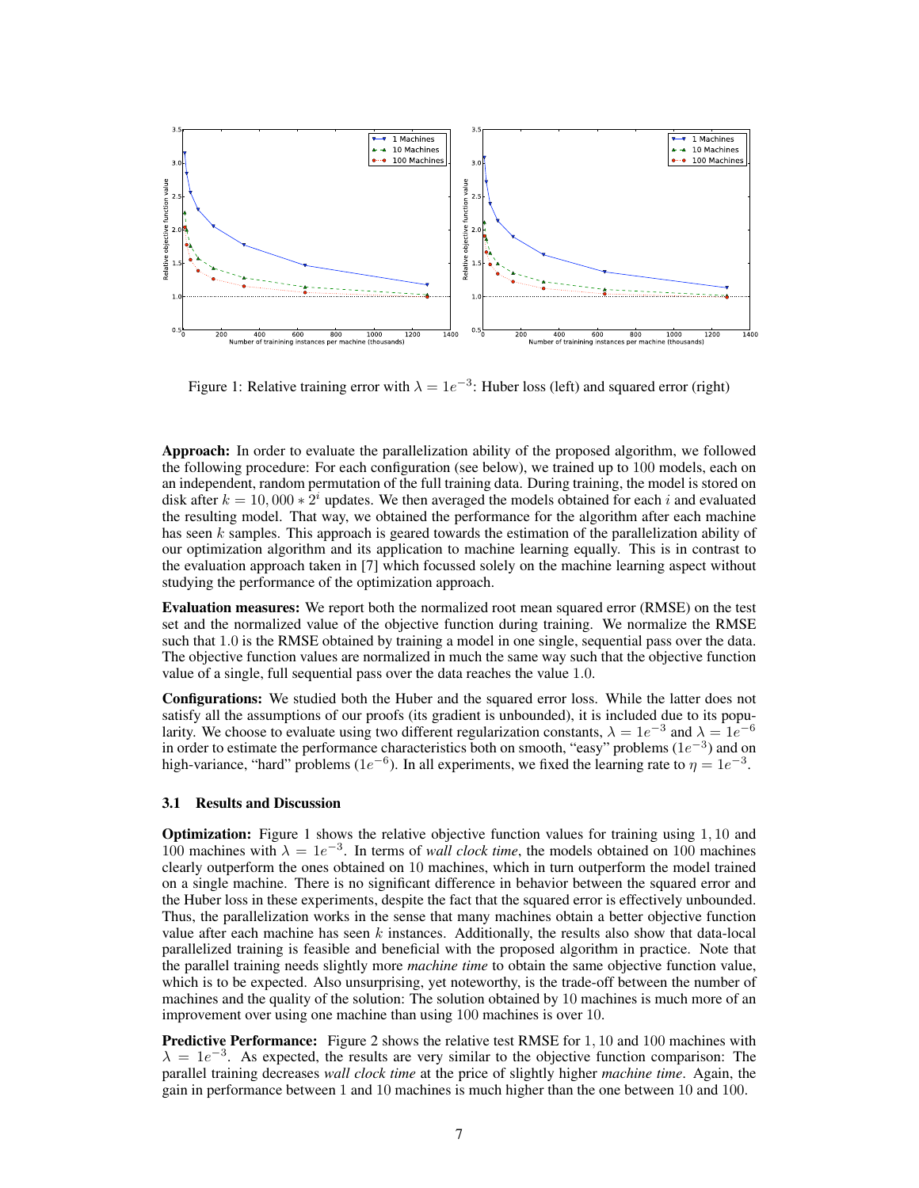Figure 1: Relative training error with $\lambda = 1e^{-3}$: Huber loss (left) and squared error (right)

**Approach:** In order to evaluate the parallelization ability of the proposed algorithm, we followed the following procedure: For each configuration (see below), we trained up to 100 models, each on an independent, random permutation of the full training data. During training, the model is stored on disk after $k = 10,000 * 2^i$ updates. We then averaged the models obtained for each $i$ and evaluated the resulting model. That way, we obtained the performance for the algorithm after each machine has seen $k$ samples. This approach is geared towards the estimation of the parallelization ability of our optimization algorithm and its application to machine learning equally. This is in contrast to the evaluation approach taken in [7] which focussed solely on the machine learning aspect without studying the performance of the optimization approach.

**Evaluation measures:** We report both the normalized root mean squared error (RMSE) on the test set and the normalized value of the objective function during training. We normalize the RMSE such that 1.0 is the RMSE obtained by training a model in one single, sequential pass over the data. The objective function values are normalized in much the same way such that the objective function value of a single, full sequential pass over the data reaches the value 1.0.

**Configurations:** We studied both the Huber and the squared error loss. While the latter does not satisfy all the assumptions of our proofs (its gradient is unbounded), it is included due to its popularity. We choose to evaluate using two different regularization constants, $\lambda = 1e^{-3}$ and $\lambda = 1e^{-6}$ in order to estimate the performance characteristics both on smooth, "easy" problems ($1e^{-3}$) and on high-variance, "hard" problems ($1e^{-6}$). In all experiments, we fixed the learning rate to $\eta = 1e^{-3}$.

### 3.1 Results and Discussion

**Optimization:** Figure 1 shows the relative objective function values for training using 1, 10 and 100 machines with $\lambda = 1e^{-3}$. In terms of *wall clock time*, the models obtained on 100 machines clearly outperform the ones obtained on 10 machines, which in turn outperform the model trained on a single machine. There is no significant difference in behavior between the squared error and the Huber loss in these experiments, despite the fact that the squared error is effectively unbounded. Thus, the parallelization works in the sense that many machines obtain a better objective function value after each machine has seen $k$ instances. Additionally, the results also show that data-local parallelized training is feasible and beneficial with the proposed algorithm in practice. Note that the parallel training needs slightly more *machine time* to obtain the same objective function value, which is to be expected. Also unsurprising, yet noteworthy, is the trade-off between the number of machines and the quality of the solution: The solution obtained by 10 machines is much more of an improvement over using one machine than using 100 machines is over 10.

**Predictive Performance:** Figure 2 shows the relative test RMSE for 1, 10 and 100 machines with $\lambda = 1e^{-3}$. As expected, the results are very similar to the objective function comparison: The parallel training decreases *wall clock time* at the price of slightly higher *machine time*. Again, the gain in performance between 1 and 10 machines is much higher than the one between 10 and 100.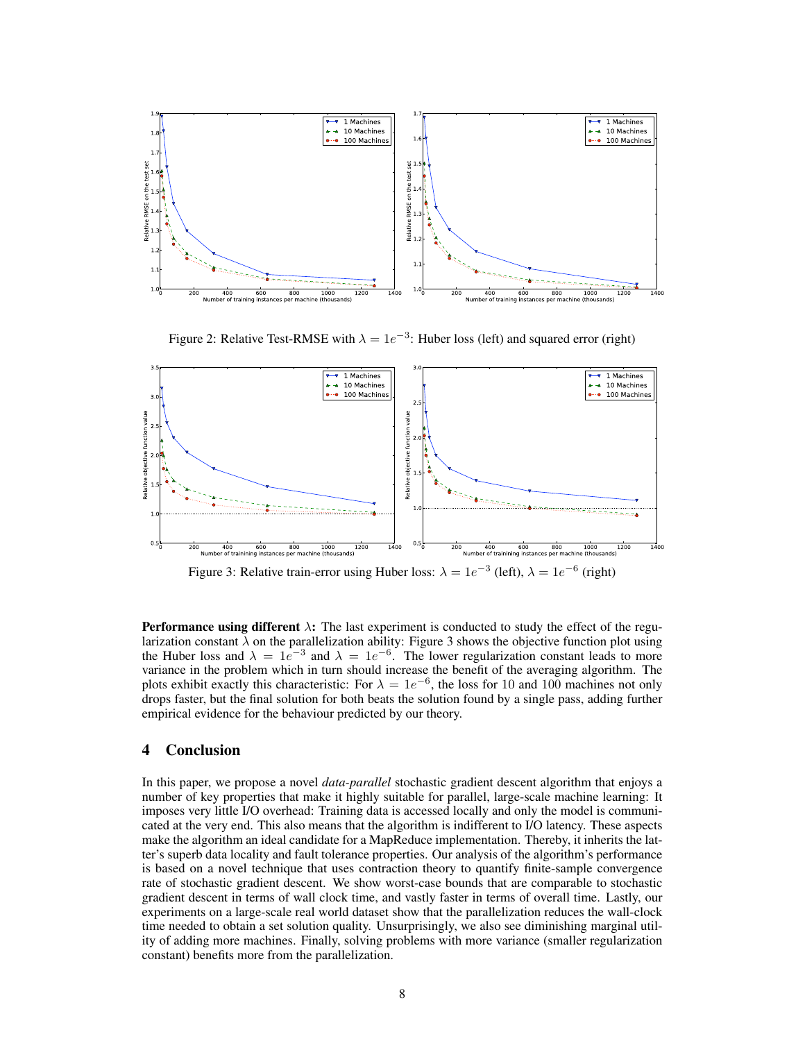Figure 2: Relative Test-RMSE with $\lambda = 1e^{-3}$: Huber loss (left) and squared error (right)

Figure 3: Relative train-error using Huber loss: $\lambda = 1e^{-3}$ (left), $\lambda = 1e^{-6}$ (right)

**Performance using different $\lambda$:** The last experiment is conducted to study the effect of the regularization constant $\lambda$ on the parallelization ability: Figure 3 shows the objective function plot using the Huber loss and $\lambda = 1e^{-3}$ and $\lambda = 1e^{-6}$. The lower regularization constant leads to more variance in the problem which in turn should increase the benefit of the averaging algorithm. The plots exhibit exactly this characteristic: For $\lambda = 1e^{-6}$, the loss for 10 and 100 machines not only drops faster, but the final solution for both beats the solution found by a single pass, adding further empirical evidence for the behaviour predicted by our theory.

## 4 Conclusion

In this paper, we propose a novel *data-parallel* stochastic gradient descent algorithm that enjoys a number of key properties that make it highly suitable for parallel, large-scale machine learning: It imposes very little I/O overhead: Training data is accessed locally and only the model is communicated at the very end. This also means that the algorithm is indifferent to I/O latency. These aspects make the algorithm an ideal candidate for a MapReduce implementation. Thereby, it inherits the latter's superb data locality and fault tolerance properties. Our analysis of the algorithm's performance is based on a novel technique that uses contraction theory to quantify finite-sample convergence rate of stochastic gradient descent. We show worst-case bounds that are comparable to stochastic gradient descent in terms of wall clock time, and vastly faster in terms of overall time. Lastly, our experiments on a large-scale real world dataset show that the parallelization reduces the wall-clock time needed to obtain a set solution quality. Unsurprisingly, we also see diminishing marginal utility of adding more machines. Finally, solving problems with more variance (smaller regularization constant) benefits more from the parallelization.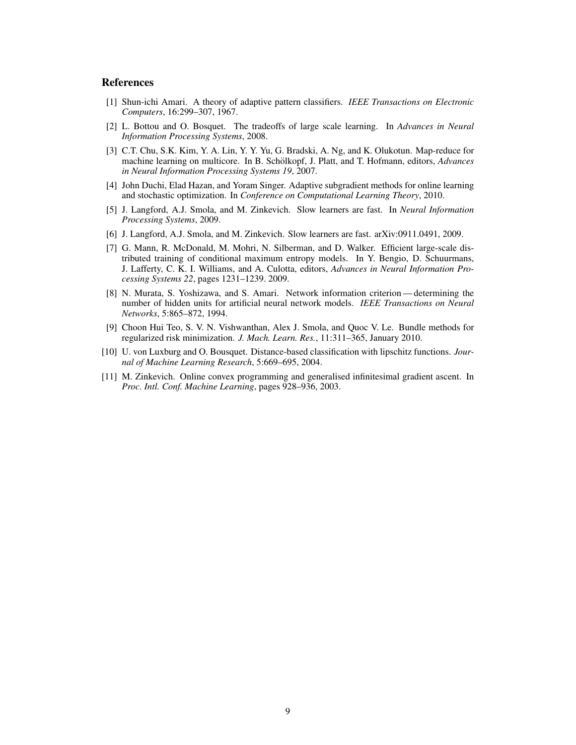## References

[1] Shun-ichi Amari. A theory of adaptive pattern classifiers. *IEEE Transactions on Electronic Computers*, 16:299–307, 1967.

[2] L. Bottou and O. Bosquet. The tradeoffs of large scale learning. In *Advances in Neural Information Processing Systems*, 2008.

[3] C.T. Chu, S.K. Kim, Y. A. Lin, Y. Y. Yu, G. Bradski, A. Ng, and K. Olukotun. Map-reduce for machine learning on multicore. In B. Schölkopf, J. Platt, and T. Hofmann, editors, *Advances in Neural Information Processing Systems 19*, 2007.

[4] John Duchi, Elad Hazan, and Yoram Singer. Adaptive subgradient methods for online learning and stochastic optimization. In *Conference on Computational Learning Theory*, 2010.

[5] J. Langford, A.J. Smola, and M. Zinkevich. Slow learners are fast. In *Neural Information Processing Systems*, 2009.

[6] J. Langford, A.J. Smola, and M. Zinkevich. Slow learners are fast. arXiv:0911.0491, 2009.

[7] G. Mann, R. McDonald, M. Mohri, N. Silberman, and D. Walker. Efficient large-scale distributed training of conditional maximum entropy models. In Y. Bengio, D. Schuurmans, J. Lafferty, C. K. I. Williams, and A. Culotta, editors, *Advances in Neural Information Processing Systems 22*, pages 1231–1239. 2009.

[8] N. Murata, S. Yoshizawa, and S. Amari. Network information criterion — determining the number of hidden units for artificial neural network models. *IEEE Transactions on Neural Networks*, 5:865–872, 1994.

[9] Choon Hui Teo, S. V. N. Vishwanthan, Alex J. Smola, and Quoc V. Le. Bundle methods for regularized risk minimization. *J. Mach. Learn. Res.*, 11:311–365, January 2010.

[10] U. von Luxburg and O. Bousquet. Distance-based classification with lipschitz functions. *Journal of Machine Learning Research*, 5:669–695, 2004.

[11] M. Zinkevich. Online convex programming and generalised infinitesimal gradient ascent. In *Proc. Intl. Conf. Machine Learning*, pages 928–936, 2003.